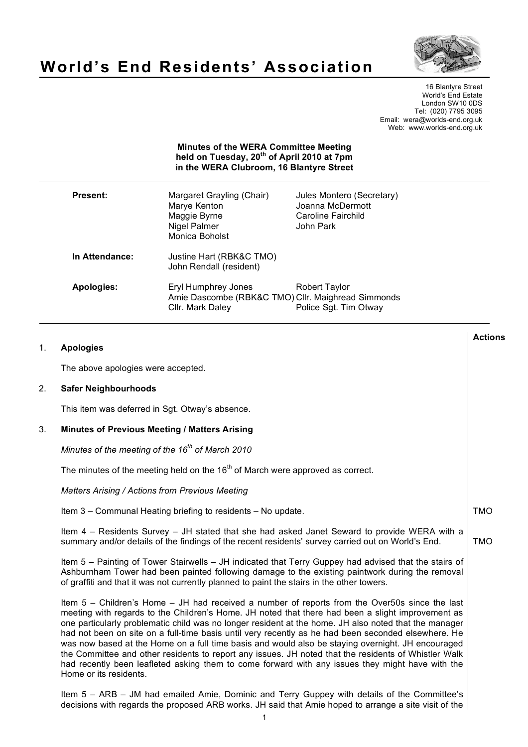# World's End Residents' Association

16 Blantyre Street
World's End Estate
London SW10 0DS
Tel: (020) 7795 3095
Email: wera@worlds-end.org.uk
Web: www.worlds-end.org.uk

**Minutes of the WERA Committee Meeting held on Tuesday, 20th of April 2010 at 7pm in the WERA Clubroom, 16 Blantyre Street**

| | | |
|---|---|---|
| **Present:** | Margaret Grayling (Chair) | Jules Montero (Secretary) |
| | Marye Kenton | Joanna McDermott |
| | Maggie Byrne | Caroline Fairchild |
| | Nigel Palmer | John Park |
| | Monica Boholst | |
| **In Attendance:** | Justine Hart (RBK&C TMO) | |
| | John Rendall (resident) | |
| **Apologies:** | Eryl Humphrey Jones | Robert Taylor |
| | Amie Dascombe (RBK&C TMO) | Cllr. Maighread Simmonds |
| | Cllr. Mark Daley | Police Sgt. Tim Otway |

**Actions**

1. **Apologies**

   The above apologies were accepted.

2. **Safer Neighbourhoods**

   This item was deferred in Sgt. Otway's absence.

3. **Minutes of Previous Meeting / Matters Arising**

   *Minutes of the meeting of the 16th of March 2010*

   The minutes of the meeting held on the 16th of March were approved as correct.

   *Matters Arising / Actions from Previous Meeting*

   Item 3 – Communal Heating briefing to residents – No update. **TMO**

   Item 4 – Residents Survey – JH stated that she had asked Janet Seward to provide WERA with a summary and/or details of the findings of the recent residents' survey carried out on World's End. **TMO**

   Item 5 – Painting of Tower Stairwells – JH indicated that Terry Guppey had advised that the stairs of Ashburnham Tower had been painted following damage to the existing paintwork during the removal of graffiti and that it was not currently planned to paint the stairs in the other towers.

   Item 5 – Children's Home – JH had received a number of reports from the Over50s since the last meeting with regards to the Children's Home. JH noted that there had been a slight improvement as one particularly problematic child was no longer resident at the home. JH also noted that the manager had not been on site on a full-time basis until very recently as he had been seconded elsewhere. He was now based at the Home on a full time basis and would also be staying overnight. JH encouraged the Committee and other residents to report any issues. JH noted that the residents of Whistler Walk had recently been leafleted asking them to come forward with any issues they might have with the Home or its residents.

   Item 5 – ARB – JM had emailed Amie, Dominic and Terry Guppey with details of the Committee's decisions with regards the proposed ARB works. JH said that Amie hoped to arrange a site visit of the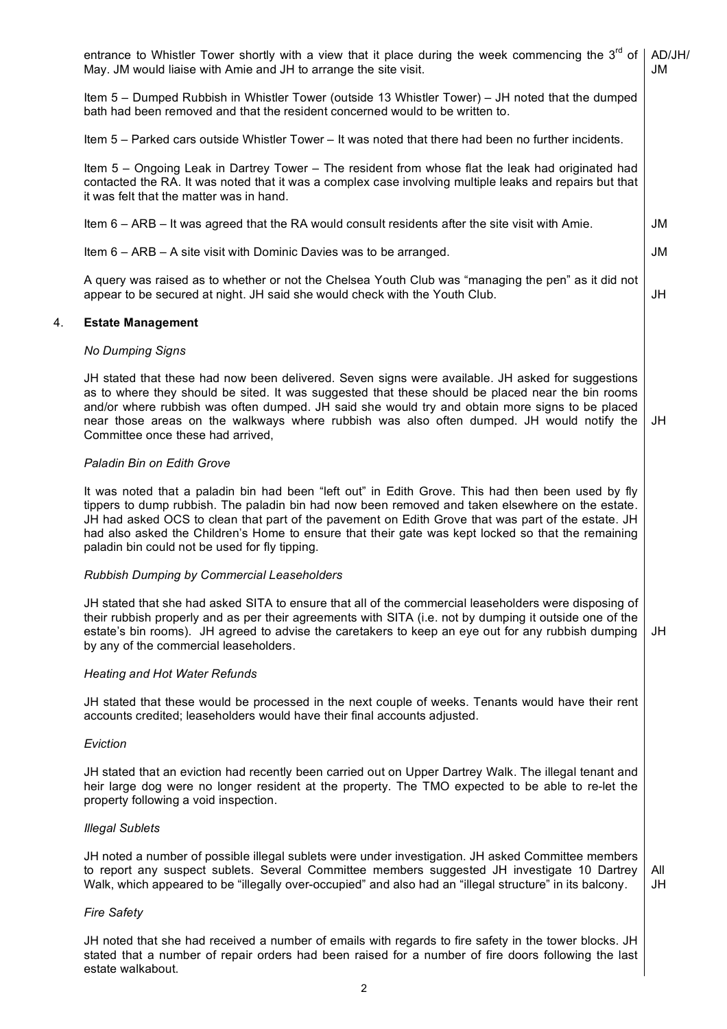entrance to Whistler Tower shortly with a view that it place during the week commencing the 3rd of May. JM would liaise with Amie and JH to arrange the site visit. **AD/JH/JM**

Item 5 – Dumped Rubbish in Whistler Tower (outside 13 Whistler Tower) – JH noted that the dumped bath had been removed and that the resident concerned would to be written to.

Item 5 – Parked cars outside Whistler Tower – It was noted that there had been no further incidents.

Item 5 – Ongoing Leak in Dartrey Tower – The resident from whose flat the leak had originated had contacted the RA. It was noted that it was a complex case involving multiple leaks and repairs but that it was felt that the matter was in hand.

Item 6 – ARB – It was agreed that the RA would consult residents after the site visit with Amie. **JM**

Item 6 – ARB – A site visit with Dominic Davies was to be arranged. **JM**

A query was raised as to whether or not the Chelsea Youth Club was "managing the pen" as it did not appear to be secured at night. JH said she would check with the Youth Club. **JH**

## 4. Estate Management

*No Dumping Signs*

JH stated that these had now been delivered. Seven signs were available. JH asked for suggestions as to where they should be sited. It was suggested that these should be placed near the bin rooms and/or where rubbish was often dumped. JH said she would try and obtain more signs to be placed near those areas on the walkways where rubbish was also often dumped. JH would notify the Committee once these had arrived, **JH**

*Paladin Bin on Edith Grove*

It was noted that a paladin bin had been "left out" in Edith Grove. This had then been used by fly tippers to dump rubbish. The paladin bin had now been removed and taken elsewhere on the estate. JH had asked OCS to clean that part of the pavement on Edith Grove that was part of the estate. JH had also asked the Children's Home to ensure that their gate was kept locked so that the remaining paladin bin could not be used for fly tipping.

*Rubbish Dumping by Commercial Leaseholders*

JH stated that she had asked SITA to ensure that all of the commercial leaseholders were disposing of their rubbish properly and as per their agreements with SITA (i.e. not by dumping it outside one of the estate's bin rooms). JH agreed to advise the caretakers to keep an eye out for any rubbish dumping by any of the commercial leaseholders. **JH**

*Heating and Hot Water Refunds*

JH stated that these would be processed in the next couple of weeks. Tenants would have their rent accounts credited; leaseholders would have their final accounts adjusted.

*Eviction*

JH stated that an eviction had recently been carried out on Upper Dartrey Walk. The illegal tenant and heir large dog were no longer resident at the property. The TMO expected to be able to re-let the property following a void inspection.

*Illegal Sublets*

JH noted a number of possible illegal sublets were under investigation. JH asked Committee members to report any suspect sublets. Several Committee members suggested JH investigate 10 Dartrey Walk, which appeared to be "illegally over-occupied" and also had an "illegal structure" in its balcony. **All** **JH**

*Fire Safety*

JH noted that she had received a number of emails with regards to fire safety in the tower blocks. JH stated that a number of repair orders had been raised for a number of fire doors following the last estate walkabout.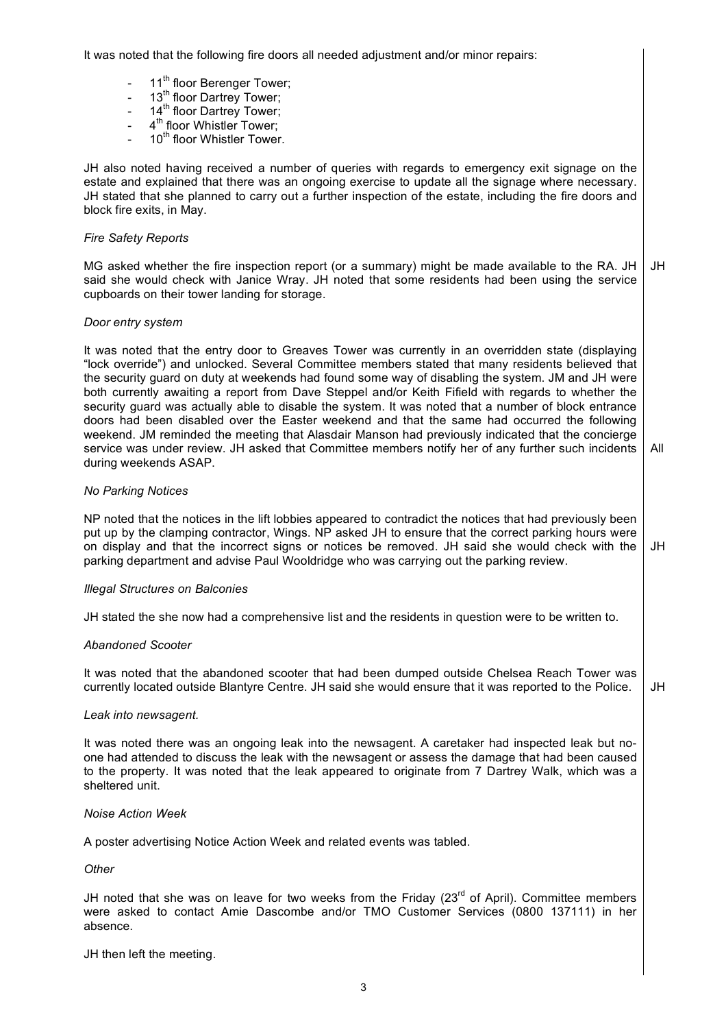It was noted that the following fire doors all needed adjustment and/or minor repairs:

- 11th floor Berenger Tower;
- 13th floor Dartrey Tower;
- 14th floor Dartrey Tower;
- 4th floor Whistler Tower;
- 10th floor Whistler Tower.

JH also noted having received a number of queries with regards to emergency exit signage on the estate and explained that there was an ongoing exercise to update all the signage where necessary. JH stated that she planned to carry out a further inspection of the estate, including the fire doors and block fire exits, in May.

*Fire Safety Reports*

MG asked whether the fire inspection report (or a summary) might be made available to the RA. JH said she would check with Janice Wray. JH noted that some residents had been using the service cupboards on their tower landing for storage. **JH**

*Door entry system*

It was noted that the entry door to Greaves Tower was currently in an overridden state (displaying "lock override") and unlocked. Several Committee members stated that many residents believed that the security guard on duty at weekends had found some way of disabling the system. JM and JH were both currently awaiting a report from Dave Steppel and/or Keith Fifield with regards to whether the security guard was actually able to disable the system. It was noted that a number of block entrance doors had been disabled over the Easter weekend and that the same had occurred the following weekend. JM reminded the meeting that Alasdair Manson had previously indicated that the concierge service was under review. JH asked that Committee members notify her of any further such incidents during weekends ASAP. **All**

*No Parking Notices*

NP noted that the notices in the lift lobbies appeared to contradict the notices that had previously been put up by the clamping contractor, Wings. NP asked JH to ensure that the correct parking hours were on display and that the incorrect signs or notices be removed. JH said she would check with the parking department and advise Paul Wooldridge who was carrying out the parking review. **JH**

*Illegal Structures on Balconies*

JH stated the she now had a comprehensive list and the residents in question were to be written to.

*Abandoned Scooter*

It was noted that the abandoned scooter that had been dumped outside Chelsea Reach Tower was currently located outside Blantyre Centre. JH said she would ensure that it was reported to the Police. **JH**

*Leak into newsagent.*

It was noted there was an ongoing leak into the newsagent. A caretaker had inspected leak but no-one had attended to discuss the leak with the newsagent or assess the damage that had been caused to the property. It was noted that the leak appeared to originate from 7 Dartrey Walk, which was a sheltered unit.

*Noise Action Week*

A poster advertising Notice Action Week and related events was tabled.

*Other*

JH noted that she was on leave for two weeks from the Friday (23rd of April). Committee members were asked to contact Amie Dascombe and/or TMO Customer Services (0800 137111) in her absence.

JH then left the meeting.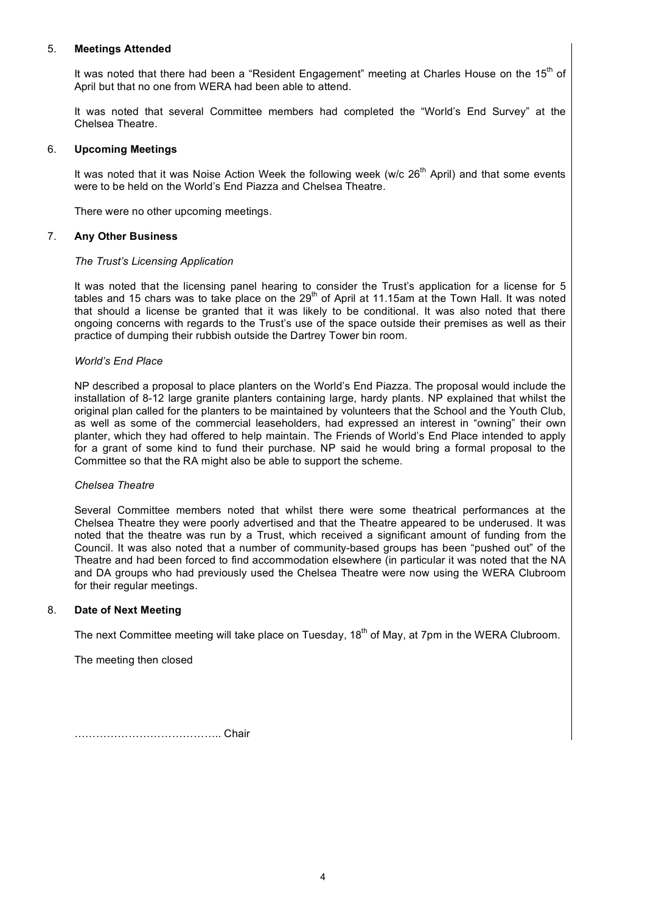## 5. Meetings Attended

It was noted that there had been a "Resident Engagement" meeting at Charles House on the 15th of April but that no one from WERA had been able to attend.

It was noted that several Committee members had completed the "World's End Survey" at the Chelsea Theatre.

## 6. Upcoming Meetings

It was noted that it was Noise Action Week the following week (w/c 26th April) and that some events were to be held on the World's End Piazza and Chelsea Theatre.

There were no other upcoming meetings.

## 7. Any Other Business

*The Trust's Licensing Application*

It was noted that the licensing panel hearing to consider the Trust's application for a license for 5 tables and 15 chars was to take place on the 29th of April at 11.15am at the Town Hall. It was noted that should a license be granted that it was likely to be conditional. It was also noted that there ongoing concerns with regards to the Trust's use of the space outside their premises as well as their practice of dumping their rubbish outside the Dartrey Tower bin room.

*World's End Place*

NP described a proposal to place planters on the World's End Piazza. The proposal would include the installation of 8-12 large granite planters containing large, hardy plants. NP explained that whilst the original plan called for the planters to be maintained by volunteers that the School and the Youth Club, as well as some of the commercial leaseholders, had expressed an interest in "owning" their own planter, which they had offered to help maintain. The Friends of World's End Place intended to apply for a grant of some kind to fund their purchase. NP said he would bring a formal proposal to the Committee so that the RA might also be able to support the scheme.

*Chelsea Theatre*

Several Committee members noted that whilst there were some theatrical performances at the Chelsea Theatre they were poorly advertised and that the Theatre appeared to be underused. It was noted that the theatre was run by a Trust, which received a significant amount of funding from the Council. It was also noted that a number of community-based groups has been "pushed out" of the Theatre and had been forced to find accommodation elsewhere (in particular it was noted that the NA and DA groups who had previously used the Chelsea Theatre were now using the WERA Clubroom for their regular meetings.

## 8. Date of Next Meeting

The next Committee meeting will take place on Tuesday, 18th of May, at 7pm in the WERA Clubroom.

The meeting then closed

………………………………….. Chair